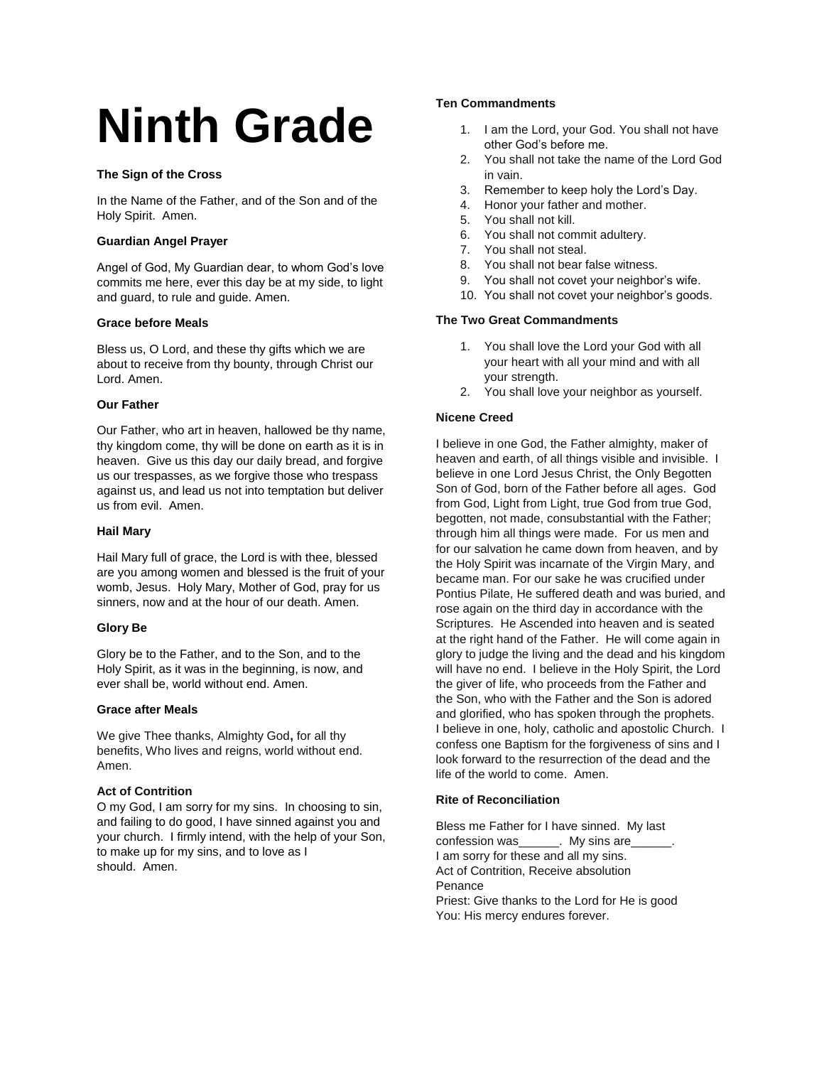# Ninth Grade

**The Sign of the Cross**

In the Name of the Father, and of the Son and of the Holy Spirit. Amen.

**Guardian Angel Prayer**

Angel of God, My Guardian dear, to whom God's love commits me here, ever this day be at my side, to light and guard, to rule and guide. Amen.

**Grace before Meals**

Bless us, O Lord, and these thy gifts which we are about to receive from thy bounty, through Christ our Lord. Amen.

**Our Father**

Our Father, who art in heaven, hallowed be thy name, thy kingdom come, thy will be done on earth as it is in heaven. Give us this day our daily bread, and forgive us our trespasses, as we forgive those who trespass against us, and lead us not into temptation but deliver us from evil. Amen.

**Hail Mary**

Hail Mary full of grace, the Lord is with thee, blessed are you among women and blessed is the fruit of your womb, Jesus. Holy Mary, Mother of God, pray for us sinners, now and at the hour of our death. Amen.

**Glory Be**

Glory be to the Father, and to the Son, and to the Holy Spirit, as it was in the beginning, is now, and ever shall be, world without end. Amen.

**Grace after Meals**

We give Thee thanks, Almighty God**,** for all thy benefits, Who lives and reigns, world without end. Amen.

**Act of Contrition**

O my God, I am sorry for my sins. In choosing to sin, and failing to do good, I have sinned against you and your church. I firmly intend, with the help of your Son, to make up for my sins, and to love as I should. Amen.

**Ten Commandments**

1. I am the Lord, your God. You shall not have other God's before me.
2. You shall not take the name of the Lord God in vain.
3. Remember to keep holy the Lord's Day.
4. Honor your father and mother.
5. You shall not kill.
6. You shall not commit adultery.
7. You shall not steal.
8. You shall not bear false witness.
9. You shall not covet your neighbor's wife.
10. You shall not covet your neighbor's goods.

**The Two Great Commandments**

1. You shall love the Lord your God with all your heart with all your mind and with all your strength.
2. You shall love your neighbor as yourself.

**Nicene Creed**

I believe in one God, the Father almighty, maker of heaven and earth, of all things visible and invisible. I believe in one Lord Jesus Christ, the Only Begotten Son of God, born of the Father before all ages. God from God, Light from Light, true God from true God, begotten, not made, consubstantial with the Father; through him all things were made. For us men and for our salvation he came down from heaven, and by the Holy Spirit was incarnate of the Virgin Mary, and became man. For our sake he was crucified under Pontius Pilate, He suffered death and was buried, and rose again on the third day in accordance with the Scriptures. He Ascended into heaven and is seated at the right hand of the Father. He will come again in glory to judge the living and the dead and his kingdom will have no end. I believe in the Holy Spirit, the Lord the giver of life, who proceeds from the Father and the Son, who with the Father and the Son is adored and glorified, who has spoken through the prophets. I believe in one, holy, catholic and apostolic Church. I confess one Baptism for the forgiveness of sins and I look forward to the resurrection of the dead and the life of the world to come. Amen.

**Rite of Reconciliation**

Bless me Father for I have sinned. My last confession was______. My sins are______.
I am sorry for these and all my sins.
Act of Contrition, Receive absolution
Penance
Priest: Give thanks to the Lord for He is good
You: His mercy endures forever.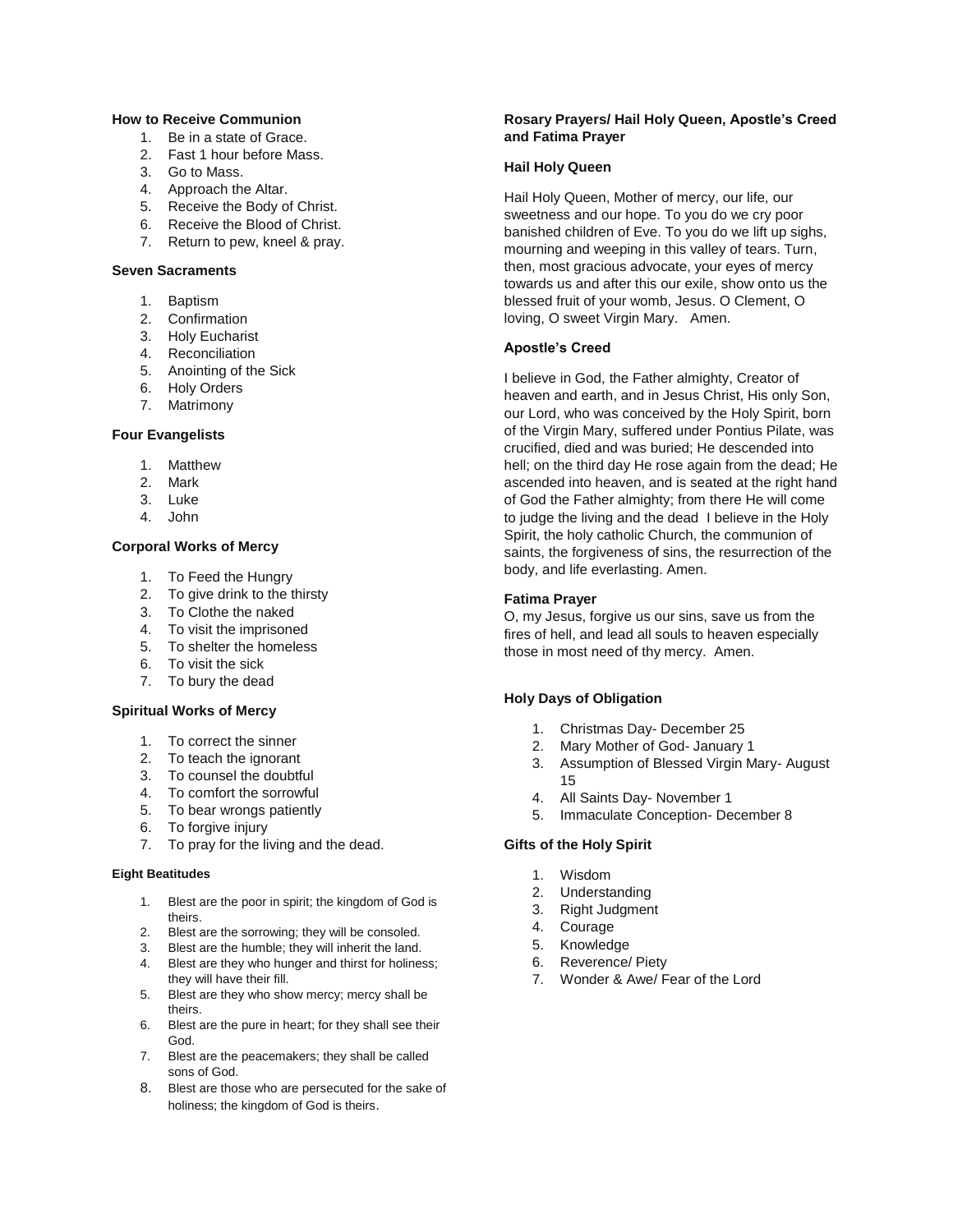### How to Receive Communion

1. Be in a state of Grace.
2. Fast 1 hour before Mass.
3. Go to Mass.
4. Approach the Altar.
5. Receive the Body of Christ.
6. Receive the Blood of Christ.
7. Return to pew, kneel & pray.

### Seven Sacraments

1. Baptism
2. Confirmation
3. Holy Eucharist
4. Reconciliation
5. Anointing of the Sick
6. Holy Orders
7. Matrimony

### Four Evangelists

1. Matthew
2. Mark
3. Luke
4. John

### Corporal Works of Mercy

1. To Feed the Hungry
2. To give drink to the thirsty
3. To Clothe the naked
4. To visit the imprisoned
5. To shelter the homeless
6. To visit the sick
7. To bury the dead

### Spiritual Works of Mercy

1. To correct the sinner
2. To teach the ignorant
3. To counsel the doubtful
4. To comfort the sorrowful
5. To bear wrongs patiently
6. To forgive injury
7. To pray for the living and the dead.

### Eight Beatitudes

1. Blest are the poor in spirit; the kingdom of God is theirs.
2. Blest are the sorrowing; they will be consoled.
3. Blest are the humble; they will inherit the land.
4. Blest are they who hunger and thirst for holiness; they will have their fill.
5. Blest are they who show mercy; mercy shall be theirs.
6. Blest are the pure in heart; for they shall see their God.
7. Blest are the peacemakers; they shall be called sons of God.
8. Blest are those who are persecuted for the sake of holiness; the kingdom of God is theirs.

### Rosary Prayers/ Hail Holy Queen, Apostle's Creed and Fatima Prayer

### Hail Holy Queen

Hail Holy Queen, Mother of mercy, our life, our sweetness and our hope. To you do we cry poor banished children of Eve. To you do we lift up sighs, mourning and weeping in this valley of tears. Turn, then, most gracious advocate, your eyes of mercy towards us and after this our exile, show onto us the blessed fruit of your womb, Jesus. O Clement, O loving, O sweet Virgin Mary. Amen.

### Apostle's Creed

I believe in God, the Father almighty, Creator of heaven and earth, and in Jesus Christ, His only Son, our Lord, who was conceived by the Holy Spirit, born of the Virgin Mary, suffered under Pontius Pilate, was crucified, died and was buried; He descended into hell; on the third day He rose again from the dead; He ascended into heaven, and is seated at the right hand of God the Father almighty; from there He will come to judge the living and the dead I believe in the Holy Spirit, the holy catholic Church, the communion of saints, the forgiveness of sins, the resurrection of the body, and life everlasting. Amen.

### Fatima Prayer

O, my Jesus, forgive us our sins, save us from the fires of hell, and lead all souls to heaven especially those in most need of thy mercy. Amen.

### Holy Days of Obligation

1. Christmas Day- December 25
2. Mary Mother of God- January 1
3. Assumption of Blessed Virgin Mary- August 15
4. All Saints Day- November 1
5. Immaculate Conception- December 8

### Gifts of the Holy Spirit

1. Wisdom
2. Understanding
3. Right Judgment
4. Courage
5. Knowledge
6. Reverence/ Piety
7. Wonder & Awe/ Fear of the Lord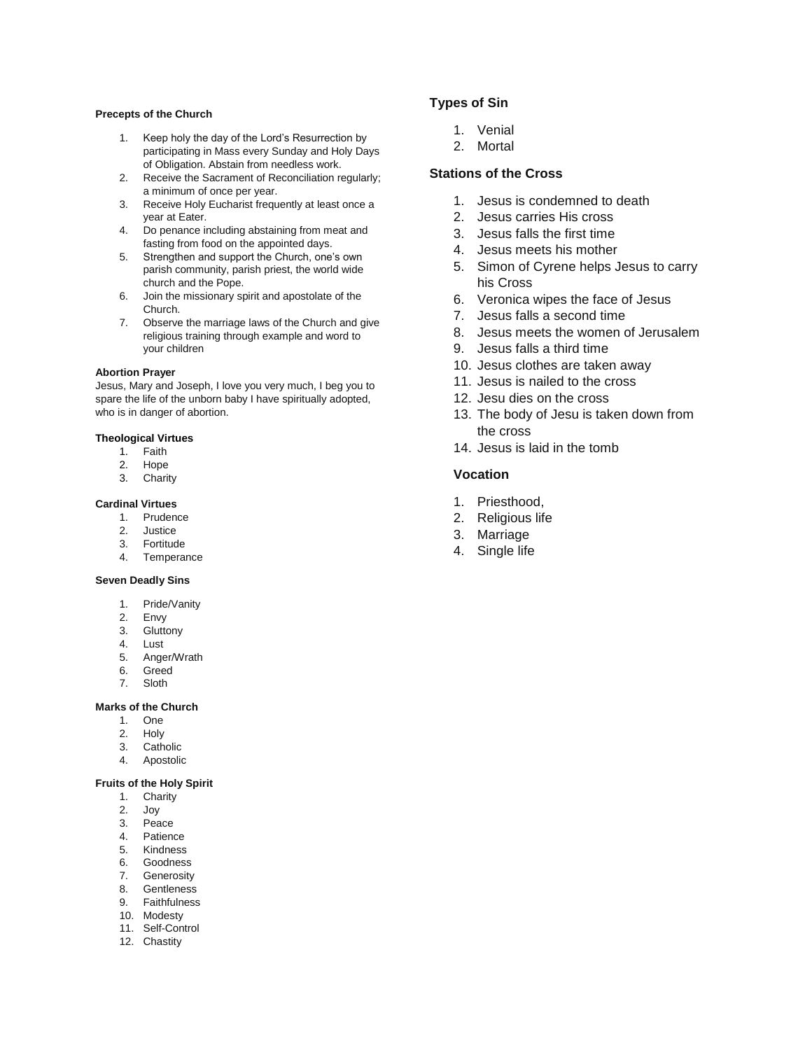**Precepts of the Church**

1. Keep holy the day of the Lord's Resurrection by participating in Mass every Sunday and Holy Days of Obligation. Abstain from needless work.
2. Receive the Sacrament of Reconciliation regularly; a minimum of once per year.
3. Receive Holy Eucharist frequently at least once a year at Eater.
4. Do penance including abstaining from meat and fasting from food on the appointed days.
5. Strengthen and support the Church, one's own parish community, parish priest, the world wide church and the Pope.
6. Join the missionary spirit and apostolate of the Church.
7. Observe the marriage laws of the Church and give religious training through example and word to your children

**Abortion Prayer**

Jesus, Mary and Joseph, I love you very much, I beg you to spare the life of the unborn baby I have spiritually adopted, who is in danger of abortion.

**Theological Virtues**

1. Faith
2. Hope
3. Charity

**Cardinal Virtues**

1. Prudence
2. Justice
3. Fortitude
4. Temperance

**Seven Deadly Sins**

1. Pride/Vanity
2. Envy
3. Gluttony
4. Lust
5. Anger/Wrath
6. Greed
7. Sloth

**Marks of the Church**

1. One
2. Holy
3. Catholic
4. Apostolic

**Fruits of the Holy Spirit**

1. Charity
2. Joy
3. Peace
4. Patience
5. Kindness
6. Goodness
7. Generosity
8. Gentleness
9. Faithfulness
10. Modesty
11. Self-Control
12. Chastity

### Types of Sin

1. Venial
2. Mortal

### Stations of the Cross

1. Jesus is condemned to death
2. Jesus carries His cross
3. Jesus falls the first time
4. Jesus meets his mother
5. Simon of Cyrene helps Jesus to carry his Cross
6. Veronica wipes the face of Jesus
7. Jesus falls a second time
8. Jesus meets the women of Jerusalem
9. Jesus falls a third time
10. Jesus clothes are taken away
11. Jesus is nailed to the cross
12. Jesu dies on the cross
13. The body of Jesu is taken down from the cross
14. Jesus is laid in the tomb

### Vocation

1. Priesthood,
2. Religious life
3. Marriage
4. Single life